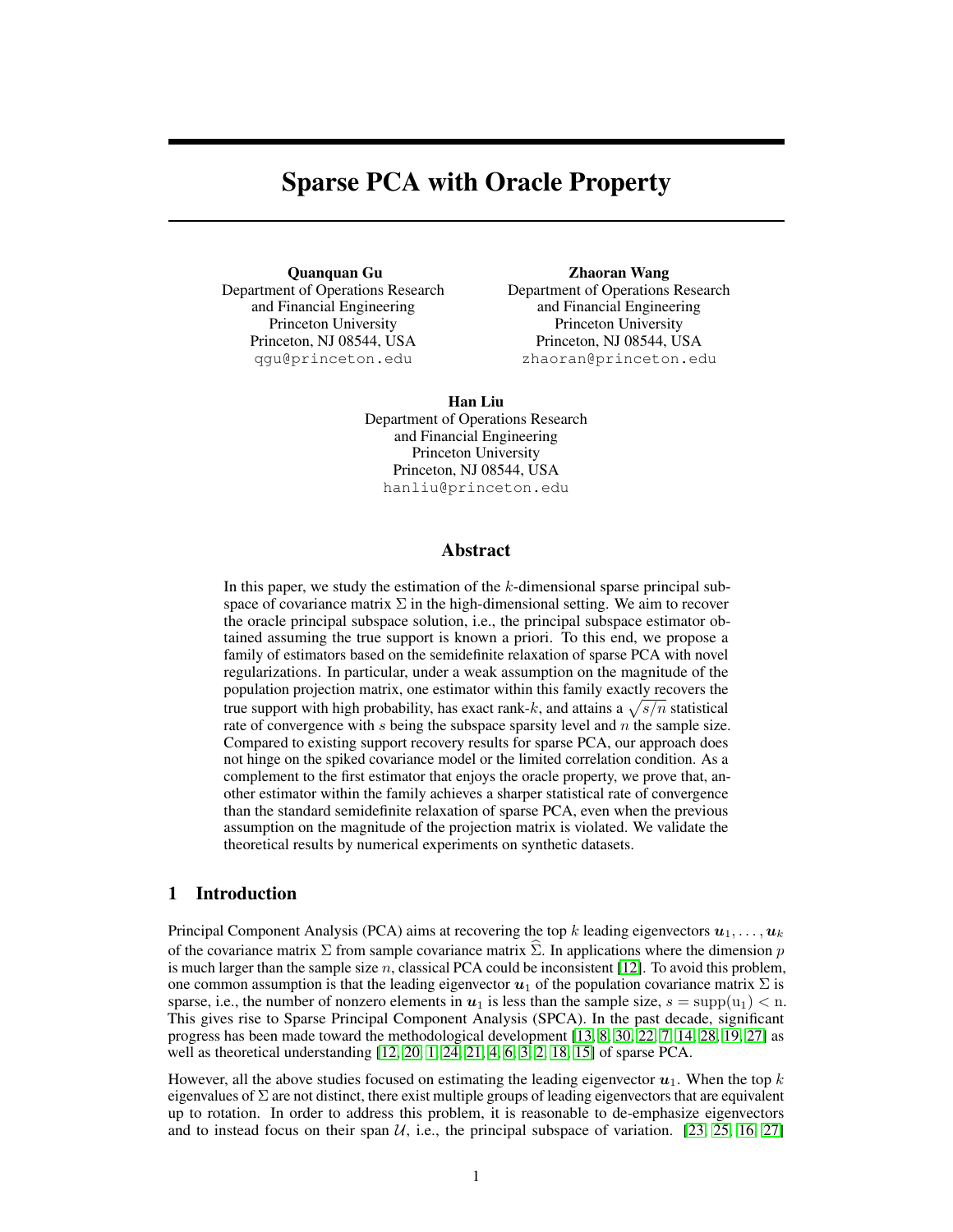# Sparse PCA with Oracle Property

**Quanquan Gu**
Department of Operations Research
and Financial Engineering
Princeton University
Princeton, NJ 08544, USA
qgu@princeton.edu

**Zhaoran Wang**
Department of Operations Research
and Financial Engineering
Princeton University
Princeton, NJ 08544, USA
zhaoran@princeton.edu

**Han Liu**
Department of Operations Research
and Financial Engineering
Princeton University
Princeton, NJ 08544, USA
hanliu@princeton.edu

## Abstract

In this paper, we study the estimation of the $k$-dimensional sparse principal subspace of covariance matrix $\Sigma$ in the high-dimensional setting. We aim to recover the oracle principal subspace solution, i.e., the principal subspace estimator obtained assuming the true support is known a priori. To this end, we propose a family of estimators based on the semidefinite relaxation of sparse PCA with novel regularizations. In particular, under a weak assumption on the magnitude of the population projection matrix, one estimator within this family exactly recovers the true support with high probability, has exact rank-$k$, and attains a $\sqrt{s/n}$ statistical rate of convergence with $s$ being the subspace sparsity level and $n$ the sample size. Compared to existing support recovery results for sparse PCA, our approach does not hinge on the spiked covariance model or the limited correlation condition. As a complement to the first estimator that enjoys the oracle property, we prove that, another estimator within the family achieves a sharper statistical rate of convergence than the standard semidefinite relaxation of sparse PCA, even when the previous assumption on the magnitude of the projection matrix is violated. We validate the theoretical results by numerical experiments on synthetic datasets.

## 1 Introduction

Principal Component Analysis (PCA) aims at recovering the top $k$ leading eigenvectors $\boldsymbol{u}_1, \ldots, \boldsymbol{u}_k$ of the covariance matrix $\Sigma$ from sample covariance matrix $\widehat{\Sigma}$. In applications where the dimension $p$ is much larger than the sample size $n$, classical PCA could be inconsistent [12]. To avoid this problem, one common assumption is that the leading eigenvector $\boldsymbol{u}_1$ of the population covariance matrix $\Sigma$ is sparse, i.e., the number of nonzero elements in $\boldsymbol{u}_1$ is less than the sample size, $s = \mathrm{supp}(\mathrm{u}_1) < \mathrm{n}$. This gives rise to Sparse Principal Component Analysis (SPCA). In the past decade, significant progress has been made toward the methodological development [13, 8, 30, 22, 7, 14, 28, 19, 27] as well as theoretical understanding [12, 20, 1, 24, 21, 4, 6, 3, 2, 18, 15] of sparse PCA.

However, all the above studies focused on estimating the leading eigenvector $\boldsymbol{u}_1$. When the top $k$ eigenvalues of $\Sigma$ are not distinct, there exist multiple groups of leading eigenvectors that are equivalent up to rotation. In order to address this problem, it is reasonable to de-emphasize eigenvectors and to instead focus on their span $\mathcal{U}$, i.e., the principal subspace of variation. [23, 25, 16, 27]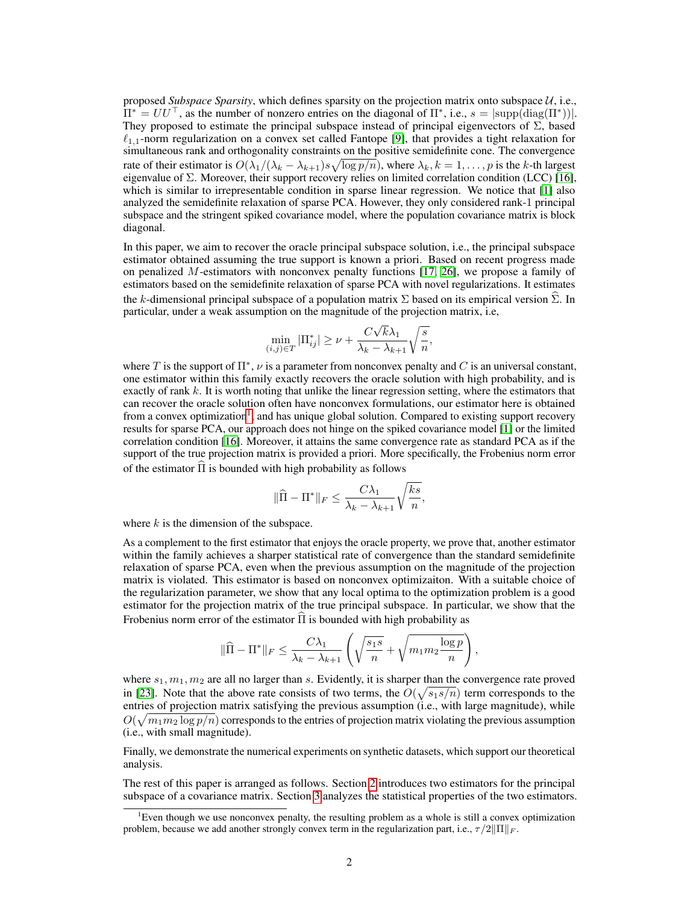proposed *Subspace Sparsity*, which defines sparsity on the projection matrix onto subspace $\mathcal{U}$, i.e., $\Pi^* = UU^\top$, as the number of nonzero entries on the diagonal of $\Pi^*$, i.e., $s = |\text{supp}(\text{diag}(\Pi^*))|$. They proposed to estimate the principal subspace instead of principal eigenvectors of $\Sigma$, based $\ell_{1,1}$-norm regularization on a convex set called Fantope [9], that provides a tight relaxation for simultaneous rank and orthogonality constraints on the positive semidefinite cone. The convergence rate of their estimator is $O(\lambda_1/(\lambda_k - \lambda_{k+1})s\sqrt{\log p/n})$, where $\lambda_k, k = 1, \ldots, p$ is the $k$-th largest eigenvalue of $\Sigma$. Moreover, their support recovery relies on limited correlation condition (LCC) [16], which is similar to irrepresentable condition in sparse linear regression. We notice that [1] also analyzed the semidefinite relaxation of sparse PCA. However, they only considered rank-1 principal subspace and the stringent spiked covariance model, where the population covariance matrix is block diagonal.

In this paper, we aim to recover the oracle principal subspace solution, i.e., the principal subspace estimator obtained assuming the true support is known a priori. Based on recent progress made on penalized $M$-estimators with nonconvex penalty functions [17, 26], we propose a family of estimators based on the semidefinite relaxation of sparse PCA with novel regularizations. It estimates the $k$-dimensional principal subspace of a population matrix $\Sigma$ based on its empirical version $\widehat{\Sigma}$. In particular, under a weak assumption on the magnitude of the projection matrix, i.e,

$$\min_{(i,j)\in T} |\Pi^*_{ij}| \geq \nu + \frac{C\sqrt{k}\lambda_1}{\lambda_k - \lambda_{k+1}}\sqrt{\frac{s}{n}},$$

where $T$ is the support of $\Pi^*$, $\nu$ is a parameter from nonconvex penalty and $C$ is an universal constant, one estimator within this family exactly recovers the oracle solution with high probability, and is exactly of rank $k$. It is worth noting that unlike the linear regression setting, where the estimators that can recover the oracle solution often have nonconvex formulations, our estimator here is obtained from a convex optimization[1] and has unique global solution. Compared to existing support recovery results for sparse PCA, our approach does not hinge on the spiked covariance model [1] or the limited correlation condition [16]. Moreover, it attains the same convergence rate as standard PCA as if the support of the true projection matrix is provided a priori. More specifically, the Frobenius norm error of the estimator $\widehat{\Pi}$ is bounded with high probability as follows

$$\|\widehat{\Pi} - \Pi^*\|_F \leq \frac{C\lambda_1}{\lambda_k - \lambda_{k+1}}\sqrt{\frac{ks}{n}},$$

where $k$ is the dimension of the subspace.

As a complement to the first estimator that enjoys the oracle property, we prove that, another estimator within the family achieves a sharper statistical rate of convergence than the standard semidefinite relaxation of sparse PCA, even when the previous assumption on the magnitude of the projection matrix is violated. This estimator is based on nonconvex optimizaiton. With a suitable choice of the regularization parameter, we show that any local optima to the optimization problem is a good estimator for the projection matrix of the true principal subspace. In particular, we show that the Frobenius norm error of the estimator $\widehat{\Pi}$ is bounded with high probability as

$$\|\widehat{\Pi} - \Pi^*\|_F \leq \frac{C\lambda_1}{\lambda_k - \lambda_{k+1}}\left(\sqrt{\frac{s_1 s}{n}} + \sqrt{m_1 m_2 \frac{\log p}{n}}\right),$$

where $s_1, m_1, m_2$ are all no larger than $s$. Evidently, it is sharper than the convergence rate proved in [23]. Note that the above rate consists of two terms, the $O(\sqrt{s_1 s/n})$ term corresponds to the entries of projection matrix satisfying the previous assumption (i.e., with large magnitude), while $O(\sqrt{m_1 m_2 \log p/n})$ corresponds to the entries of projection matrix violating the previous assumption (i.e., with small magnitude).

Finally, we demonstrate the numerical experiments on synthetic datasets, which support our theoretical analysis.

The rest of this paper is arranged as follows. Section 2 introduces two estimators for the principal subspace of a covariance matrix. Section 3 analyzes the statistical properties of the two estimators.

[1]Even though we use nonconvex penalty, the resulting problem as a whole is still a convex optimization problem, because we add another strongly convex term in the regularization part, i.e., $\tau/2\|\Pi\|_F$.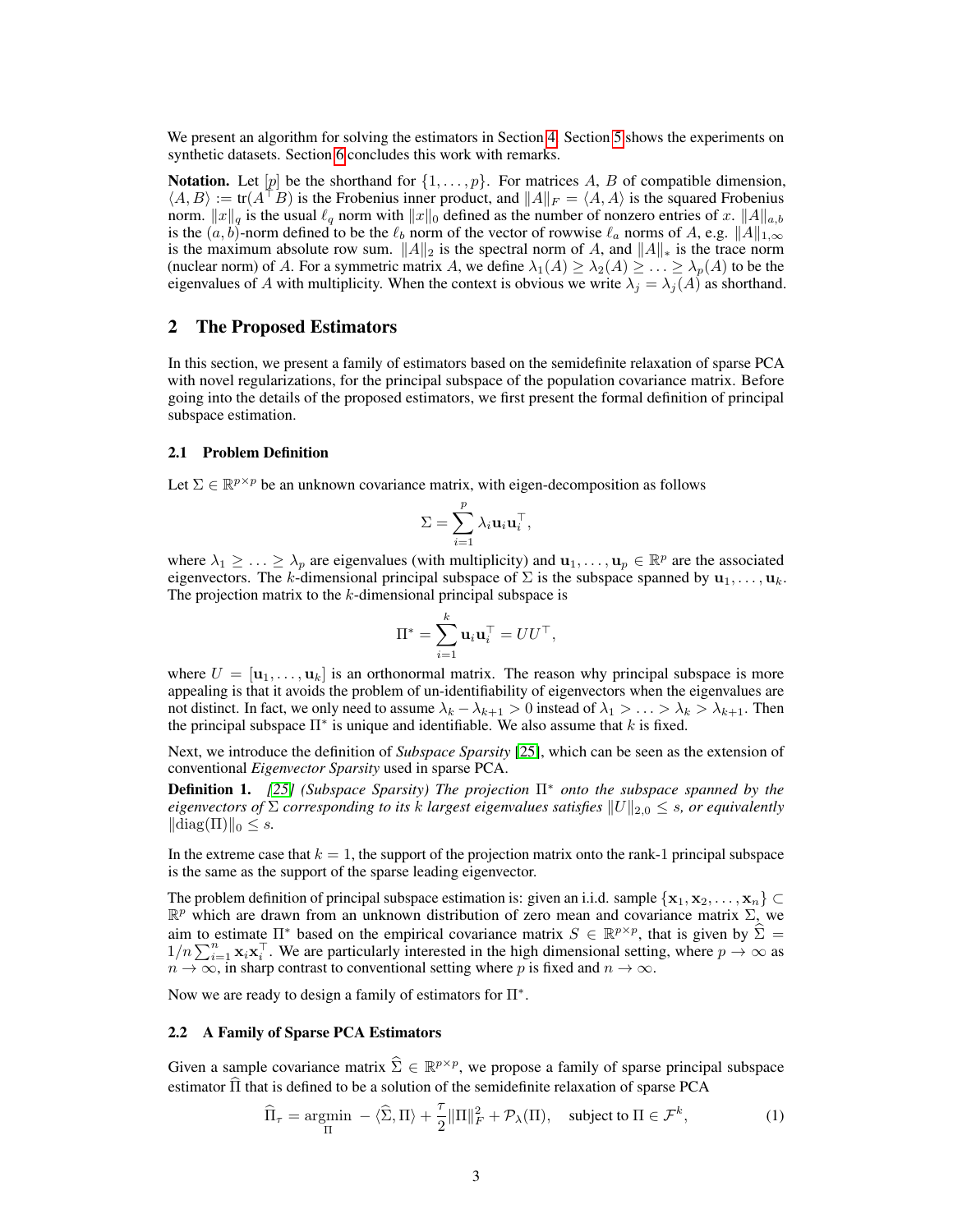We present an algorithm for solving the estimators in Section 4. Section 5 shows the experiments on synthetic datasets. Section 6 concludes this work with remarks.

**Notation.** Let $[p]$ be the shorthand for $\{1, \ldots, p\}$. For matrices $A$, $B$ of compatible dimension, $\langle A, B \rangle := \text{tr}(A^\top B)$ is the Frobenius inner product, and $\|A\|_F = \langle A, A \rangle$ is the squared Frobenius norm. $\|x\|_q$ is the usual $\ell_q$ norm with $\|x\|_0$ defined as the number of nonzero entries of $x$. $\|A\|_{a,b}$ is the $(a, b)$-norm defined to be the $\ell_b$ norm of the vector of rowwise $\ell_a$ norms of $A$, e.g. $\|A\|_{1,\infty}$ is the maximum absolute row sum. $\|A\|_2$ is the spectral norm of $A$, and $\|A\|_*$ is the trace norm (nuclear norm) of $A$. For a symmetric matrix $A$, we define $\lambda_1(A) \geq \lambda_2(A) \geq \ldots \geq \lambda_p(A)$ to be the eigenvalues of $A$ with multiplicity. When the context is obvious we write $\lambda_j = \lambda_j(A)$ as shorthand.

## 2 The Proposed Estimators

In this section, we present a family of estimators based on the semidefinite relaxation of sparse PCA with novel regularizations, for the principal subspace of the population covariance matrix. Before going into the details of the proposed estimators, we first present the formal definition of principal subspace estimation.

### 2.1 Problem Definition

Let $\Sigma \in \mathbb{R}^{p \times p}$ be an unknown covariance matrix, with eigen-decomposition as follows

$$\Sigma = \sum_{i=1}^{p} \lambda_i \mathbf{u}_i \mathbf{u}_i^\top,$$

where $\lambda_1 \geq \ldots \geq \lambda_p$ are eigenvalues (with multiplicity) and $\mathbf{u}_1, \ldots, \mathbf{u}_p \in \mathbb{R}^p$ are the associated eigenvectors. The $k$-dimensional principal subspace of $\Sigma$ is the subspace spanned by $\mathbf{u}_1, \ldots, \mathbf{u}_k$. The projection matrix to the $k$-dimensional principal subspace is

$$\Pi^* = \sum_{i=1}^{k} \mathbf{u}_i \mathbf{u}_i^\top = UU^\top,$$

where $U = [\mathbf{u}_1, \ldots, \mathbf{u}_k]$ is an orthonormal matrix. The reason why principal subspace is more appealing is that it avoids the problem of un-identifiability of eigenvectors when the eigenvalues are not distinct. In fact, we only need to assume $\lambda_k - \lambda_{k+1} > 0$ instead of $\lambda_1 > \ldots > \lambda_k > \lambda_{k+1}$. Then the principal subspace $\Pi^*$ is unique and identifiable. We also assume that $k$ is fixed.

Next, we introduce the definition of *Subspace Sparsity* [25], which can be seen as the extension of conventional *Eigenvector Sparsity* used in sparse PCA.

**Definition 1.** *[25] (Subspace Sparsity) The projection $\Pi^*$ onto the subspace spanned by the eigenvectors of $\Sigma$ corresponding to its $k$ largest eigenvalues satisfies $\|U\|_{2,0} \leq s$, or equivalently $\|\text{diag}(\Pi)\|_0 \leq s$.*

In the extreme case that $k = 1$, the support of the projection matrix onto the rank-1 principal subspace is the same as the support of the sparse leading eigenvector.

The problem definition of principal subspace estimation is: given an i.i.d. sample $\{\mathbf{x}_1, \mathbf{x}_2, \ldots, \mathbf{x}_n\} \subset \mathbb{R}^p$ which are drawn from an unknown distribution of zero mean and covariance matrix $\Sigma$, we aim to estimate $\Pi^*$ based on the empirical covariance matrix $S \in \mathbb{R}^{p \times p}$, that is given by $\widehat{\Sigma} = 1/n \sum_{i=1}^{n} \mathbf{x}_i \mathbf{x}_i^\top$. We are particularly interested in the high dimensional setting, where $p \to \infty$ as $n \to \infty$, in sharp contrast to conventional setting where $p$ is fixed and $n \to \infty$.

Now we are ready to design a family of estimators for $\Pi^*$.

### 2.2 A Family of Sparse PCA Estimators

Given a sample covariance matrix $\widehat{\Sigma} \in \mathbb{R}^{p \times p}$, we propose a family of sparse principal subspace estimator $\widehat{\Pi}$ that is defined to be a solution of the semidefinite relaxation of sparse PCA

$$\widehat{\Pi}_\tau = \underset{\Pi}{\text{argmin}} \ -\langle \widehat{\Sigma}, \Pi \rangle + \frac{\tau}{2}\|\Pi\|_F^2 + \mathcal{P}_\lambda(\Pi), \quad \text{subject to } \Pi \in \mathcal{F}^k, \tag{1}$$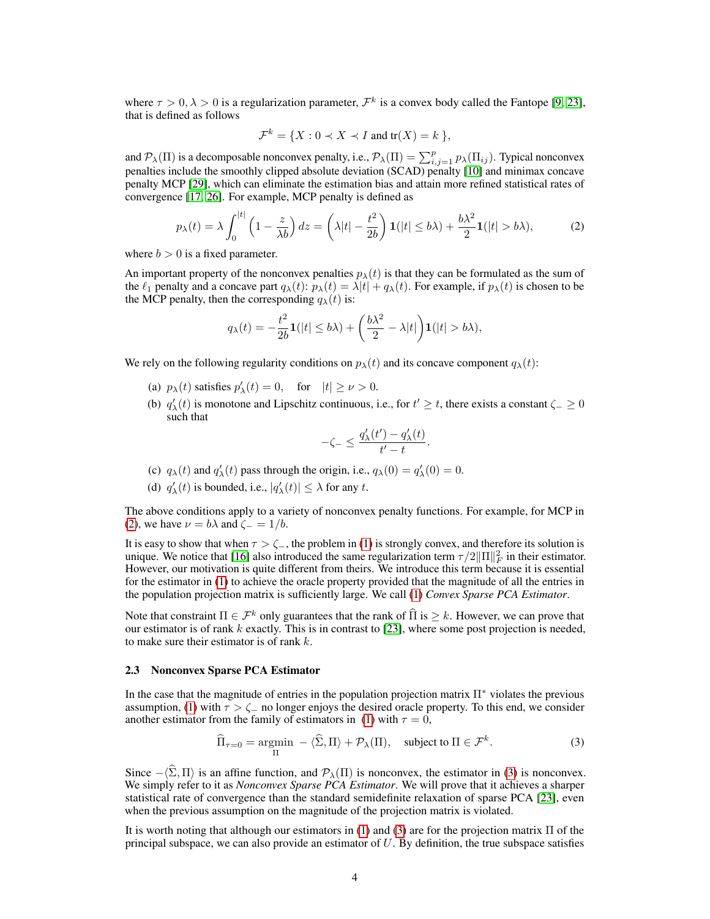where $\tau > 0, \lambda > 0$ is a regularization parameter, $\mathcal{F}^k$ is a convex body called the Fantope [9, 23], that is defined as follows

$$\mathcal{F}^k = \{X : 0 \prec X \prec I \text{ and } \operatorname{tr}(X) = k\},$$

and $\mathcal{P}_\lambda(\Pi)$ is a decomposable nonconvex penalty, i.e., $\mathcal{P}_\lambda(\Pi) = \sum_{i,j=1}^{p} p_\lambda(\Pi_{ij})$. Typical nonconvex penalties include the smoothly clipped absolute deviation (SCAD) penalty [10] and minimax concave penalty MCP [29], which can eliminate the estimation bias and attain more refined statistical rates of convergence [17, 26]. For example, MCP penalty is defined as

$$p_\lambda(t) = \lambda \int_0^{|t|} \left(1 - \frac{z}{\lambda b}\right) dz = \left(\lambda|t| - \frac{t^2}{2b}\right) \mathbf{1}(|t| \le b\lambda) + \frac{b\lambda^2}{2} \mathbf{1}(|t| > b\lambda), \tag{2}$$

where $b > 0$ is a fixed parameter.

An important property of the nonconvex penalties $p_\lambda(t)$ is that they can be formulated as the sum of the $\ell_1$ penalty and a concave part $q_\lambda(t)$: $p_\lambda(t) = \lambda|t| + q_\lambda(t)$. For example, if $p_\lambda(t)$ is chosen to be the MCP penalty, then the corresponding $q_\lambda(t)$ is:

$$q_\lambda(t) = -\frac{t^2}{2b} \mathbf{1}(|t| \le b\lambda) + \left(\frac{b\lambda^2}{2} - \lambda|t|\right) \mathbf{1}(|t| > b\lambda),$$

We rely on the following regularity conditions on $p_\lambda(t)$ and its concave component $q_\lambda(t)$:

(a) $p_\lambda(t)$ satisfies $p'_\lambda(t) = 0$, for $|t| \ge \nu > 0$.

(b) $q'_\lambda(t)$ is monotone and Lipschitz continuous, i.e., for $t' \ge t$, there exists a constant $\zeta_- \ge 0$ such that

$$-\zeta_- \le \frac{q'_\lambda(t') - q'_\lambda(t)}{t' - t}.$$

(c) $q_\lambda(t)$ and $q'_\lambda(t)$ pass through the origin, i.e., $q_\lambda(0) = q'_\lambda(0) = 0$.

(d) $q'_\lambda(t)$ is bounded, i.e., $|q'_\lambda(t)| \le \lambda$ for any $t$.

The above conditions apply to a variety of nonconvex penalty functions. For example, for MCP in (2), we have $\nu = b\lambda$ and $\zeta_- = 1/b$.

It is easy to show that when $\tau > \zeta_-$, the problem in (1) is strongly convex, and therefore its solution is unique. We notice that [16] also introduced the same regularization term $\tau/2\|\Pi\|_F^2$ in their estimator. However, our motivation is quite different from theirs. We introduce this term because it is essential for the estimator in (1) to achieve the oracle property provided that the magnitude of all the entries in the population projection matrix is sufficiently large. We call (1) *Convex Sparse PCA Estimator*.

Note that constraint $\Pi \in \mathcal{F}^k$ only guarantees that the rank of $\widehat{\Pi}$ is $\ge k$. However, we can prove that our estimator is of rank $k$ exactly. This is in contrast to [23], where some post projection is needed, to make sure their estimator is of rank $k$.

### 2.3 Nonconvex Sparse PCA Estimator

In the case that the magnitude of entries in the population projection matrix $\Pi^*$ violates the previous assumption, (1) with $\tau > \zeta_-$ no longer enjoys the desired oracle property. To this end, we consider another estimator from the family of estimators in (1) with $\tau = 0$,

$$\widehat{\Pi}_{\tau=0} = \operatorname*{argmin}_{\Pi} \; -\langle \widehat{\Sigma}, \Pi \rangle + \mathcal{P}_\lambda(\Pi), \quad \text{subject to } \Pi \in \mathcal{F}^k. \tag{3}$$

Since $-\langle \widehat{\Sigma}, \Pi \rangle$ is an affine function, and $\mathcal{P}_\lambda(\Pi)$ is nonconvex, the estimator in (3) is nonconvex. We simply refer to it as *Nonconvex Sparse PCA Estimator*. We will prove that it achieves a sharper statistical rate of convergence than the standard semidefinite relaxation of sparse PCA [23], even when the previous assumption on the magnitude of the projection matrix is violated.

It is worth noting that although our estimators in (1) and (3) are for the projection matrix $\Pi$ of the principal subspace, we can also provide an estimator of $U$. By definition, the true subspace satisfies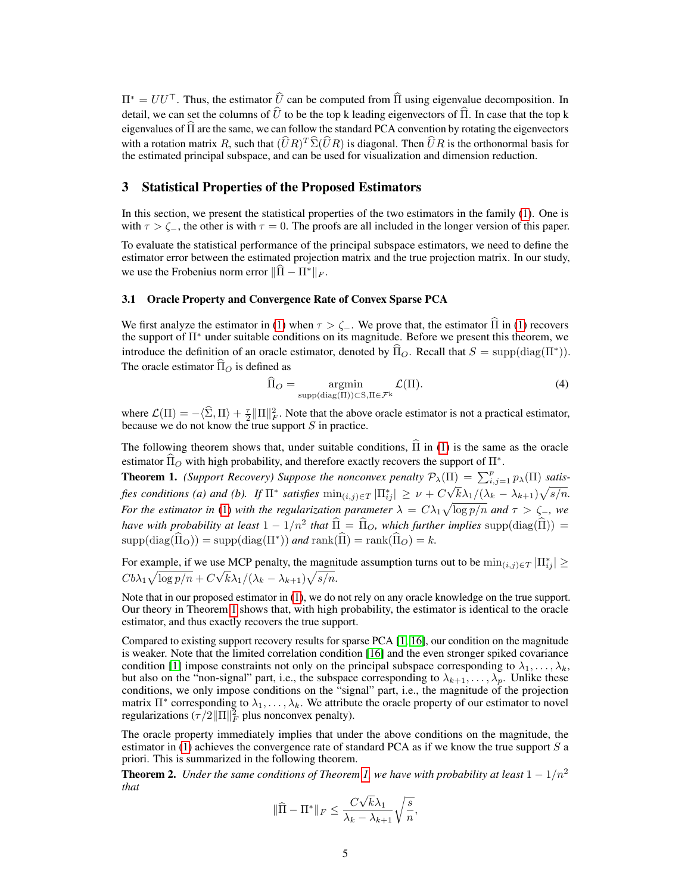$\Pi^* = UU^\top$. Thus, the estimator $\widehat{U}$ can be computed from $\widehat{\Pi}$ using eigenvalue decomposition. In detail, we can set the columns of $\widehat{U}$ to be the top k leading eigenvectors of $\widehat{\Pi}$. In case that the top k eigenvalues of $\widehat{\Pi}$ are the same, we can follow the standard PCA convention by rotating the eigenvectors with a rotation matrix $R$, such that $(\widehat{U}R)^T \widehat{\Sigma} (\widehat{U}R)$ is diagonal. Then $\widehat{U}R$ is the orthonormal basis for the estimated principal subspace, and can be used for visualization and dimension reduction.

## 3 Statistical Properties of the Proposed Estimators

In this section, we present the statistical properties of the two estimators in the family (1). One is with $\tau > \zeta_-$, the other is with $\tau = 0$. The proofs are all included in the longer version of this paper.

To evaluate the statistical performance of the principal subspace estimators, we need to define the estimator error between the estimated projection matrix and the true projection matrix. In our study, we use the Frobenius norm error $\|\widehat{\Pi} - \Pi^*\|_F$.

### 3.1 Oracle Property and Convergence Rate of Convex Sparse PCA

We first analyze the estimator in (1) when $\tau > \zeta_-$. We prove that, the estimator $\widehat{\Pi}$ in (1) recovers the support of $\Pi^*$ under suitable conditions on its magnitude. Before we present this theorem, we introduce the definition of an oracle estimator, denoted by $\widehat{\Pi}_O$. Recall that $S = \mathrm{supp}(\mathrm{diag}(\Pi^*))$. The oracle estimator $\widehat{\Pi}_O$ is defined as

$$\widehat{\Pi}_O = \underset{\mathrm{supp}(\mathrm{diag}(\Pi)) \subset S, \Pi \in \mathcal{F}^k}{\mathrm{argmin}} \mathcal{L}(\Pi). \tag{4}$$

where $\mathcal{L}(\Pi) = -\langle \widehat{\Sigma}, \Pi \rangle + \frac{\tau}{2}\|\Pi\|_F^2$. Note that the above oracle estimator is not a practical estimator, because we do not know the true support $S$ in practice.

The following theorem shows that, under suitable conditions, $\widehat{\Pi}$ in (1) is the same as the oracle estimator $\widehat{\Pi}_O$ with high probability, and therefore exactly recovers the support of $\Pi^*$.

**Theorem 1.** *(Support Recovery) Suppose the nonconvex penalty $\mathcal{P}_\lambda(\Pi) = \sum_{i,j=1}^p p_\lambda(\Pi)$ satisfies conditions (a) and (b). If $\Pi^*$ satisfies $\min_{(i,j)\in T} |\Pi^*_{ij}| \geq \nu + C\sqrt{k}\lambda_1/(\lambda_k - \lambda_{k+1})\sqrt{s/n}$. For the estimator in (1) with the regularization parameter $\lambda = C\lambda_1\sqrt{\log p/n}$ and $\tau > \zeta_-$, we have with probability at least $1 - 1/n^2$ that $\widehat{\Pi} = \widehat{\Pi}_O$, which further implies $\mathrm{supp}(\mathrm{diag}(\widehat{\Pi})) = \mathrm{supp}(\mathrm{diag}(\widehat{\Pi}_O)) = \mathrm{supp}(\mathrm{diag}(\Pi^*))$ and $\mathrm{rank}(\widehat{\Pi}) = \mathrm{rank}(\widehat{\Pi}_O) = k$.*

For example, if we use MCP penalty, the magnitude assumption turns out to be $\min_{(i,j)\in T} |\Pi^*_{ij}| \geq Cb\lambda_1\sqrt{\log p/n} + C\sqrt{k}\lambda_1/(\lambda_k - \lambda_{k+1})\sqrt{s/n}$.

Note that in our proposed estimator in (1), we do not rely on any oracle knowledge on the true support. Our theory in Theorem 1 shows that, with high probability, the estimator is identical to the oracle estimator, and thus exactly recovers the true support.

Compared to existing support recovery results for sparse PCA [1, 16], our condition on the magnitude is weaker. Note that the limited correlation condition [16] and the even stronger spiked covariance condition [1] impose constraints not only on the principal subspace corresponding to $\lambda_1, \ldots, \lambda_k$, but also on the "non-signal" part, i.e., the subspace corresponding to $\lambda_{k+1}, \ldots, \lambda_p$. Unlike these conditions, we only impose conditions on the "signal" part, i.e., the magnitude of the projection matrix $\Pi^*$ corresponding to $\lambda_1, \ldots, \lambda_k$. We attribute the oracle property of our estimator to novel regularizations ($\tau/2\|\Pi\|_F^2$ plus nonconvex penalty).

The oracle property immediately implies that under the above conditions on the magnitude, the estimator in (1) achieves the convergence rate of standard PCA as if we know the true support $S$ a priori. This is summarized in the following theorem.

**Theorem 2.** *Under the same conditions of Theorem 1, we have with probability at least $1 - 1/n^2$ that*

$$\|\widehat{\Pi} - \Pi^*\|_F \leq \frac{C\sqrt{k}\lambda_1}{\lambda_k - \lambda_{k+1}}\sqrt{\frac{s}{n}},$$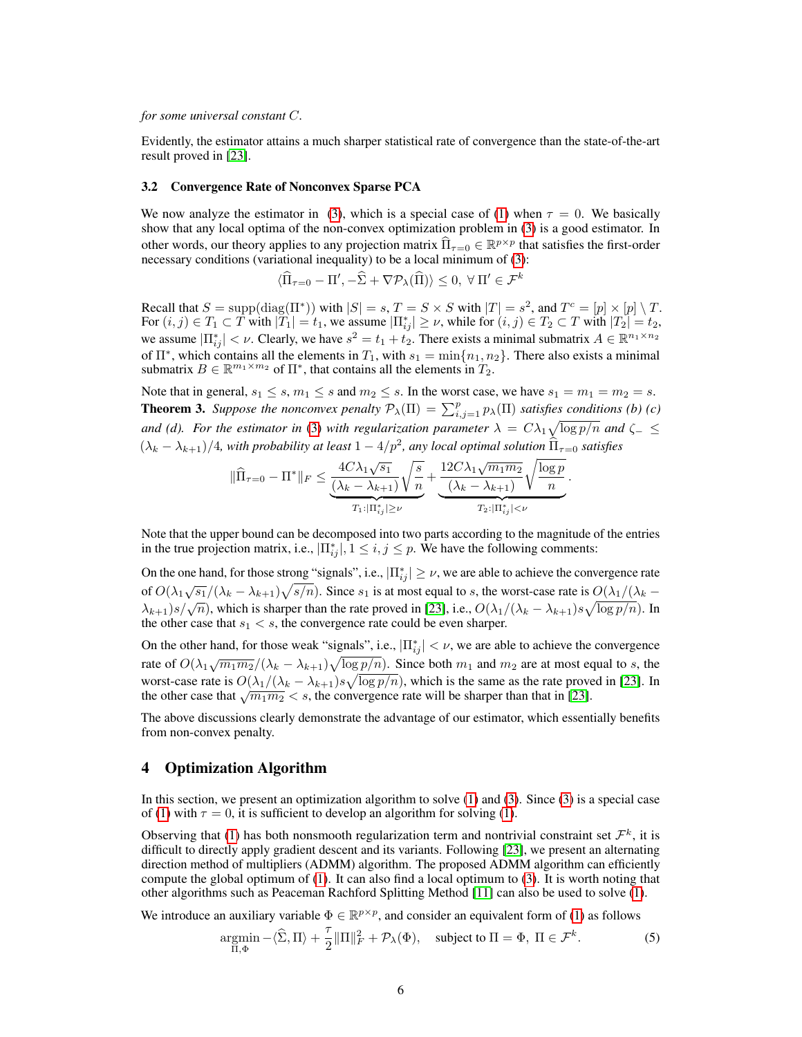*for some universal constant C.*

Evidently, the estimator attains a much sharper statistical rate of convergence than the state-of-the-art result proved in [23].

### 3.2 Convergence Rate of Nonconvex Sparse PCA

We now analyze the estimator in (3), which is a special case of (1) when $\tau = 0$. We basically show that any local optima of the non-convex optimization problem in (3) is a good estimator. In other words, our theory applies to any projection matrix $\widehat{\Pi}_{\tau=0} \in \mathbb{R}^{p \times p}$ that satisfies the first-order necessary conditions (variational inequality) to be a local minimum of (3):

$$\langle \widehat{\Pi}_{\tau=0} - \Pi', -\widehat{\Sigma} + \nabla \mathcal{P}_\lambda(\widehat{\Pi}) \rangle \leq 0, \; \forall\, \Pi' \in \mathcal{F}^k$$

Recall that $S = \text{supp}(\text{diag}(\Pi^*))$ with $|S| = s$, $T = S \times S$ with $|T| = s^2$, and $T^c = [p] \times [p] \setminus T$. For $(i,j) \in T_1 \subset T$ with $|T_1| = t_1$, we assume $|\Pi^*_{ij}| \geq \nu$, while for $(i,j) \in T_2 \subset T$ with $|T_2| = t_2$, we assume $|\Pi^*_{ij}| < \nu$. Clearly, we have $s^2 = t_1 + t_2$. There exists a minimal submatrix $A \in \mathbb{R}^{n_1 \times n_2}$ of $\Pi^*$, which contains all the elements in $T_1$, with $s_1 = \min\{n_1, n_2\}$. There also exists a minimal submatrix $B \in \mathbb{R}^{m_1 \times m_2}$ of $\Pi^*$, that contains all the elements in $T_2$.

Note that in general, $s_1 \leq s$, $m_1 \leq s$ and $m_2 \leq s$. In the worst case, we have $s_1 = m_1 = m_2 = s$.

**Theorem 3.** *Suppose the nonconvex penalty $\mathcal{P}_\lambda(\Pi) = \sum_{i,j=1}^p p_\lambda(\Pi)$ satisfies conditions (b) (c) and (d). For the estimator in (3) with regularization parameter $\lambda = C\lambda_1\sqrt{\log p/n}$ and $\zeta_- \leq (\lambda_k - \lambda_{k+1})/4$, with probability at least $1 - 4/p^2$, any local optimal solution $\widehat{\Pi}_{\tau=0}$ satisfies*

$$\|\widehat{\Pi}_{\tau=0} - \Pi^*\|_F \leq \underbrace{\frac{4C\lambda_1\sqrt{s_1}}{(\lambda_k - \lambda_{k+1})}\sqrt{\frac{s}{n}}}_{T_1: |\Pi^*_{ij}| \geq \nu} + \underbrace{\frac{12C\lambda_1\sqrt{m_1 m_2}}{(\lambda_k - \lambda_{k+1})}\sqrt{\frac{\log p}{n}}}_{T_2: |\Pi^*_{ij}| < \nu}.$$

Note that the upper bound can be decomposed into two parts according to the magnitude of the entries in the true projection matrix, i.e., $|\Pi^*_{ij}|, 1 \leq i, j \leq p$. We have the following comments:

On the one hand, for those strong "signals", i.e., $|\Pi^*_{ij}| \geq \nu$, we are able to achieve the convergence rate of $O(\lambda_1\sqrt{s_1}/(\lambda_k - \lambda_{k+1})\sqrt{s/n})$. Since $s_1$ is at most equal to $s$, the worst-case rate is $O(\lambda_1/(\lambda_k - \lambda_{k+1})s/\sqrt{n})$, which is sharper than the rate proved in [23], i.e., $O(\lambda_1/(\lambda_k - \lambda_{k+1})s\sqrt{\log p/n})$. In the other case that $s_1 < s$, the convergence rate could be even sharper.

On the other hand, for those weak "signals", i.e., $|\Pi^*_{ij}| < \nu$, we are able to achieve the convergence rate of $O(\lambda_1\sqrt{m_1 m_2}/(\lambda_k - \lambda_{k+1})\sqrt{\log p/n})$. Since both $m_1$ and $m_2$ are at most equal to $s$, the worst-case rate is $O(\lambda_1/(\lambda_k - \lambda_{k+1})s\sqrt{\log p/n})$, which is the same as the rate proved in [23]. In the other case that $\sqrt{m_1 m_2} < s$, the convergence rate will be sharper than that in [23].

The above discussions clearly demonstrate the advantage of our estimator, which essentially benefits from non-convex penalty.

## 4 Optimization Algorithm

In this section, we present an optimization algorithm to solve (1) and (3). Since (3) is a special case of (1) with $\tau = 0$, it is sufficient to develop an algorithm for solving (1).

Observing that (1) has both nonsmooth regularization term and nontrivial constraint set $\mathcal{F}^k$, it is difficult to directly apply gradient descent and its variants. Following [23], we present an alternating direction method of multipliers (ADMM) algorithm. The proposed ADMM algorithm can efficiently compute the global optimum of (1). It can also find a local optimum to (3). It is worth noting that other algorithms such as Peaceman Rachford Splitting Method [11] can also be used to solve (1).

We introduce an auxiliary variable $\Phi \in \mathbb{R}^{p \times p}$, and consider an equivalent form of (1) as follows

$$\underset{\Pi,\Phi}{\text{argmin}} - \langle \widehat{\Sigma}, \Pi \rangle + \frac{\tau}{2}\|\Pi\|_F^2 + \mathcal{P}_\lambda(\Phi), \quad \text{subject to } \Pi = \Phi,\; \Pi \in \mathcal{F}^k. \tag{5}$$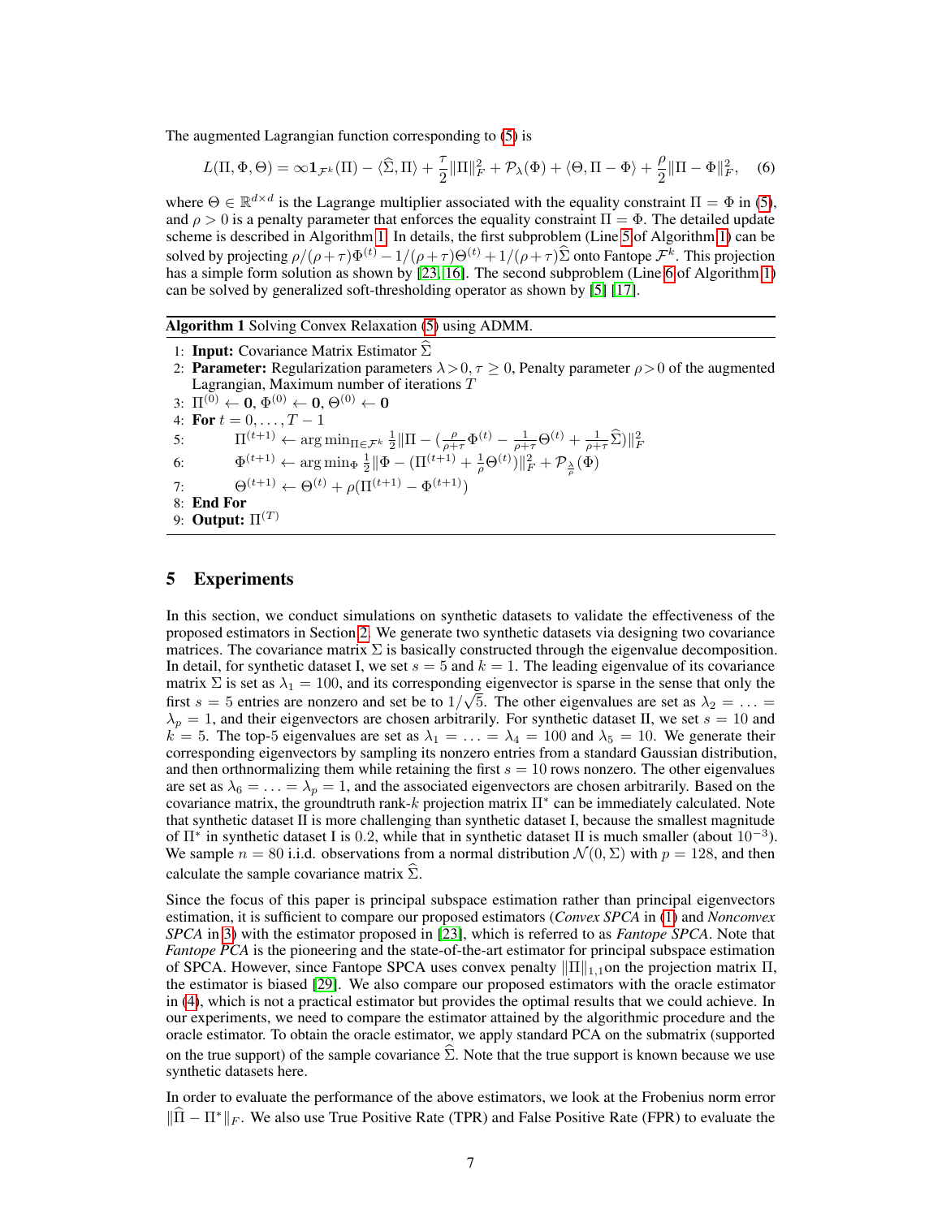The augmented Lagrangian function corresponding to (5) is

$$L(\Pi, \Phi, \Theta) = \infty \mathbf{1}_{\mathcal{F}^k}(\Pi) - \langle \widehat{\Sigma}, \Pi \rangle + \frac{\tau}{2}\|\Pi\|_F^2 + \mathcal{P}_\lambda(\Phi) + \langle \Theta, \Pi - \Phi \rangle + \frac{\rho}{2}\|\Pi - \Phi\|_F^2, \quad (6)$$

where $\Theta \in \mathbb{R}^{d \times d}$ is the Lagrange multiplier associated with the equality constraint $\Pi = \Phi$ in (5), and $\rho > 0$ is a penalty parameter that enforces the equality constraint $\Pi = \Phi$. The detailed update scheme is described in Algorithm 1. In details, the first subproblem (Line 5 of Algorithm 1) can be solved by projecting $\rho/(\rho+\tau)\Phi^{(t)} - 1/(\rho+\tau)\Theta^{(t)} + 1/(\rho+\tau)\widehat{\Sigma}$ onto Fantope $\mathcal{F}^k$. This projection has a simple form solution as shown by [23, 16]. The second subproblem (Line 6 of Algorithm 1) can be solved by generalized soft-thresholding operator as shown by [5] [17].

**Algorithm 1** Solving Convex Relaxation (5) using ADMM.

1: **Input:** Covariance Matrix Estimator $\widehat{\Sigma}$
2: **Parameter:** Regularization parameters $\lambda > 0, \tau \geq 0$, Penalty parameter $\rho > 0$ of the augmented Lagrangian, Maximum number of iterations $T$
3: $\Pi^{(0)} \leftarrow \mathbf{0}$, $\Phi^{(0)} \leftarrow \mathbf{0}$, $\Theta^{(0)} \leftarrow \mathbf{0}$
4: **For** $t = 0, \ldots, T-1$
5: $\quad \Pi^{(t+1)} \leftarrow \arg\min_{\Pi \in \mathcal{F}^k} \frac{1}{2}\|\Pi - (\frac{\rho}{\rho+\tau}\Phi^{(t)} - \frac{1}{\rho+\tau}\Theta^{(t)} + \frac{1}{\rho+\tau}\widehat{\Sigma})\|_F^2$
6: $\quad \Phi^{(t+1)} \leftarrow \arg\min_{\Phi} \frac{1}{2}\|\Phi - (\Pi^{(t+1)} + \frac{1}{\rho}\Theta^{(t)})\|_F^2 + \mathcal{P}_{\frac{\lambda}{\rho}}(\Phi)$
7: $\quad \Theta^{(t+1)} \leftarrow \Theta^{(t)} + \rho(\Pi^{(t+1)} - \Phi^{(t+1)})$
8: **End For**
9: **Output:** $\Pi^{(T)}$

## 5 Experiments

In this section, we conduct simulations on synthetic datasets to validate the effectiveness of the proposed estimators in Section 2. We generate two synthetic datasets via designing two covariance matrices. The covariance matrix $\Sigma$ is basically constructed through the eigenvalue decomposition. In detail, for synthetic dataset I, we set $s = 5$ and $k = 1$. The leading eigenvalue of its covariance matrix $\Sigma$ is set as $\lambda_1 = 100$, and its corresponding eigenvector is sparse in the sense that only the first $s = 5$ entries are nonzero and set be to $1/\sqrt{5}$. The other eigenvalues are set as $\lambda_2 = \ldots = \lambda_p = 1$, and their eigenvectors are chosen arbitrarily. For synthetic dataset II, we set $s = 10$ and $k = 5$. The top-5 eigenvalues are set as $\lambda_1 = \ldots = \lambda_4 = 100$ and $\lambda_5 = 10$. We generate their corresponding eigenvectors by sampling its nonzero entries from a standard Gaussian distribution, and then orthnormalizing them while retaining the first $s = 10$ rows nonzero. The other eigenvalues are set as $\lambda_6 = \ldots = \lambda_p = 1$, and the associated eigenvectors are chosen arbitrarily. Based on the covariance matrix, the groundtruth rank-$k$ projection matrix $\Pi^*$ can be immediately calculated. Note that synthetic dataset II is more challenging than synthetic dataset I, because the smallest magnitude of $\Pi^*$ in synthetic dataset I is 0.2, while that in synthetic dataset II is much smaller (about $10^{-3}$). We sample $n = 80$ i.i.d. observations from a normal distribution $\mathcal{N}(0, \Sigma)$ with $p = 128$, and then calculate the sample covariance matrix $\widehat{\Sigma}$.

Since the focus of this paper is principal subspace estimation rather than principal eigenvectors estimation, it is sufficient to compare our proposed estimators (*Convex SPCA* in (1) and *Nonconvex SPCA* in 3) with the estimator proposed in [23], which is referred to as *Fantope SPCA*. Note that *Fantope PCA* is the pioneering and the state-of-the-art estimator for principal subspace estimation of SPCA. However, since Fantope SPCA uses convex penalty $\|\Pi\|_{1,1}$on the projection matrix $\Pi$, the estimator is biased [29]. We also compare our proposed estimators with the oracle estimator in (4), which is not a practical estimator but provides the optimal results that we could achieve. In our experiments, we need to compare the estimator attained by the algorithmic procedure and the oracle estimator. To obtain the oracle estimator, we apply standard PCA on the submatrix (supported on the true support) of the sample covariance $\widehat{\Sigma}$. Note that the true support is known because we use synthetic datasets here.

In order to evaluate the performance of the above estimators, we look at the Frobenius norm error $\|\widehat{\Pi} - \Pi^*\|_F$. We also use True Positive Rate (TPR) and False Positive Rate (FPR) to evaluate the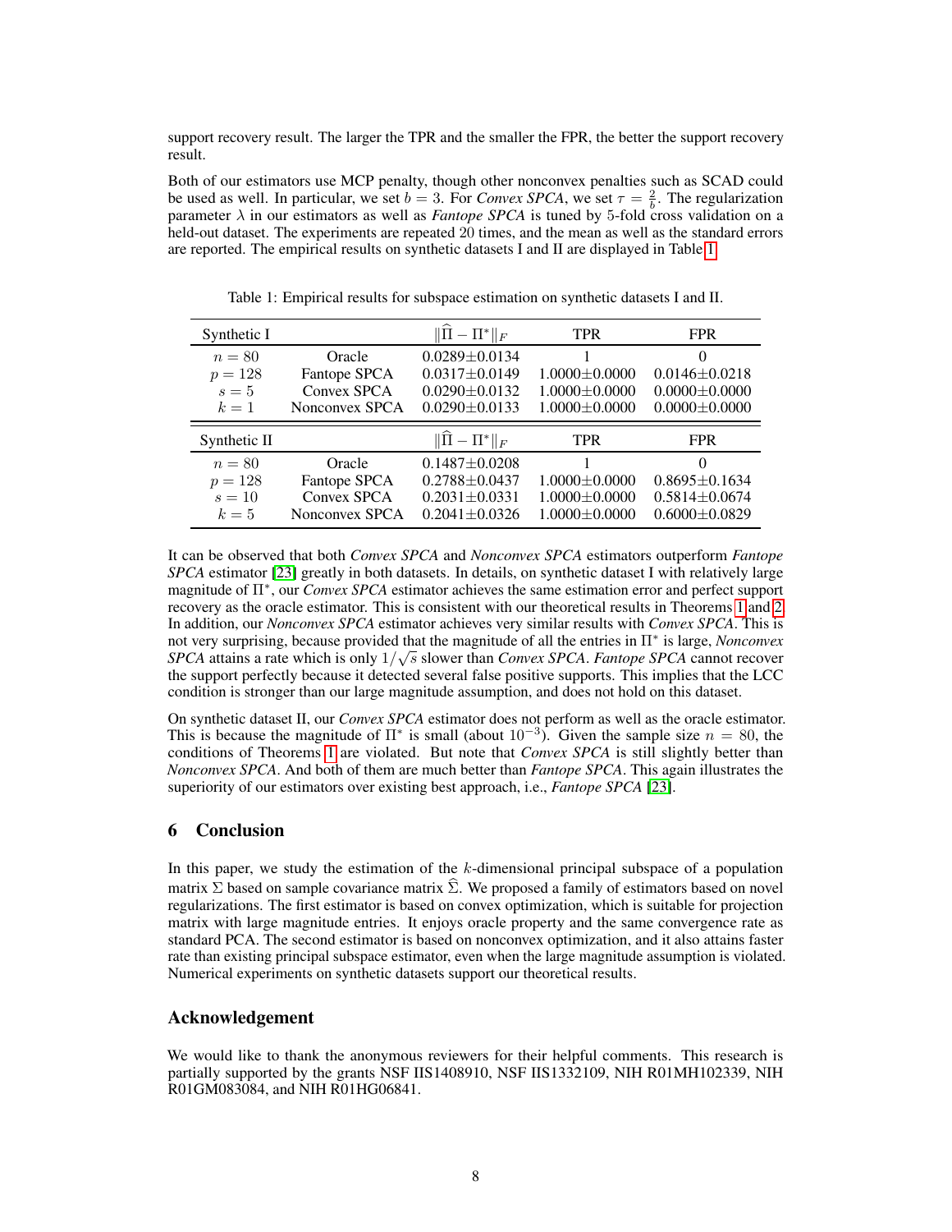support recovery result. The larger the TPR and the smaller the FPR, the better the support recovery result.

Both of our estimators use MCP penalty, though other nonconvex penalties such as SCAD could be used as well. In particular, we set $b = 3$. For *Convex SPCA*, we set $\tau = \frac{2}{b}$. The regularization parameter $\lambda$ in our estimators as well as *Fantope SPCA* is tuned by 5-fold cross validation on a held-out dataset. The experiments are repeated 20 times, and the mean as well as the standard errors are reported. The empirical results on synthetic datasets I and II are displayed in Table 1.

Table 1: Empirical results for subspace estimation on synthetic datasets I and II.

| Synthetic I | | $\|\widehat{\Pi} - \Pi^*\|_F$ | TPR | FPR |
|---|---|---|---|---|
| $n = 80$ | Oracle | 0.0289±0.0134 | 1 | 0 |
| $p = 128$ | Fantope SPCA | 0.0317±0.0149 | 1.0000±0.0000 | 0.0146±0.0218 |
| $s = 5$ | Convex SPCA | 0.0290±0.0132 | 1.0000±0.0000 | 0.0000±0.0000 |
| $k = 1$ | Nonconvex SPCA | 0.0290±0.0133 | 1.0000±0.0000 | 0.0000±0.0000 |
| **Synthetic II** | | $\|\widehat{\Pi} - \Pi^*\|_F$ | **TPR** | **FPR** |
| $n = 80$ | Oracle | 0.1487±0.0208 | 1 | 0 |
| $p = 128$ | Fantope SPCA | 0.2788±0.0437 | 1.0000±0.0000 | 0.8695±0.1634 |
| $s = 10$ | Convex SPCA | 0.2031±0.0331 | 1.0000±0.0000 | 0.5814±0.0674 |
| $k = 5$ | Nonconvex SPCA | 0.2041±0.0326 | 1.0000±0.0000 | 0.6000±0.0829 |

It can be observed that both *Convex SPCA* and *Nonconvex SPCA* estimators outperform *Fantope SPCA* estimator [23] greatly in both datasets. In details, on synthetic dataset I with relatively large magnitude of $\Pi^*$, our *Convex SPCA* estimator achieves the same estimation error and perfect support recovery as the oracle estimator. This is consistent with our theoretical results in Theorems 1 and 2. In addition, our *Nonconvex SPCA* estimator achieves very similar results with *Convex SPCA*. This is not very surprising, because provided that the magnitude of all the entries in $\Pi^*$ is large, *Nonconvex SPCA* attains a rate which is only $1/\sqrt{s}$ slower than *Convex SPCA*. *Fantope SPCA* cannot recover the support perfectly because it detected several false positive supports. This implies that the LCC condition is stronger than our large magnitude assumption, and does not hold on this dataset.

On synthetic dataset II, our *Convex SPCA* estimator does not perform as well as the oracle estimator. This is because the magnitude of $\Pi^*$ is small (about $10^{-3}$). Given the sample size $n = 80$, the conditions of Theorems 1 are violated. But note that *Convex SPCA* is still slightly better than *Nonconvex SPCA*. And both of them are much better than *Fantope SPCA*. This again illustrates the superiority of our estimators over existing best approach, i.e., *Fantope SPCA* [23].

## 6 Conclusion

In this paper, we study the estimation of the $k$-dimensional principal subspace of a population matrix $\Sigma$ based on sample covariance matrix $\widehat{\Sigma}$. We proposed a family of estimators based on novel regularizations. The first estimator is based on convex optimization, which is suitable for projection matrix with large magnitude entries. It enjoys oracle property and the same convergence rate as standard PCA. The second estimator is based on nonconvex optimization, and it also attains faster rate than existing principal subspace estimator, even when the large magnitude assumption is violated. Numerical experiments on synthetic datasets support our theoretical results.

## Acknowledgement

We would like to thank the anonymous reviewers for their helpful comments. This research is partially supported by the grants NSF IIS1408910, NSF IIS1332109, NIH R01MH102339, NIH R01GM083084, and NIH R01HG06841.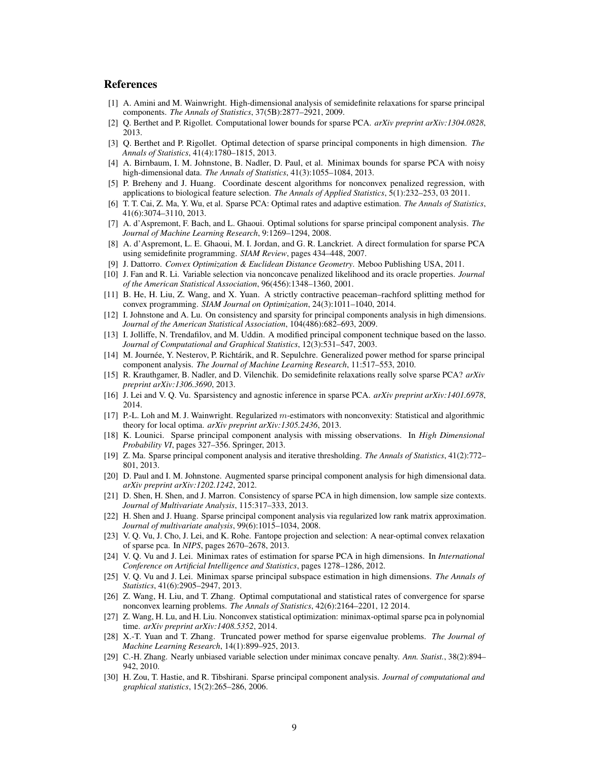# References

[1] A. Amini and M. Wainwright. High-dimensional analysis of semidefinite relaxations for sparse principal components. *The Annals of Statistics*, 37(5B):2877–2921, 2009.

[2] Q. Berthet and P. Rigollet. Computational lower bounds for sparse PCA. *arXiv preprint arXiv:1304.0828*, 2013.

[3] Q. Berthet and P. Rigollet. Optimal detection of sparse principal components in high dimension. *The Annals of Statistics*, 41(4):1780–1815, 2013.

[4] A. Birnbaum, I. M. Johnstone, B. Nadler, D. Paul, et al. Minimax bounds for sparse PCA with noisy high-dimensional data. *The Annals of Statistics*, 41(3):1055–1084, 2013.

[5] P. Breheny and J. Huang. Coordinate descent algorithms for nonconvex penalized regression, with applications to biological feature selection. *The Annals of Applied Statistics*, 5(1):232–253, 03 2011.

[6] T. T. Cai, Z. Ma, Y. Wu, et al. Sparse PCA: Optimal rates and adaptive estimation. *The Annals of Statistics*, 41(6):3074–3110, 2013.

[7] A. d'Aspremont, F. Bach, and L. Ghaoui. Optimal solutions for sparse principal component analysis. *The Journal of Machine Learning Research*, 9:1269–1294, 2008.

[8] A. d'Aspremont, L. E. Ghaoui, M. I. Jordan, and G. R. Lanckriet. A direct formulation for sparse PCA using semidefinite programming. *SIAM Review*, pages 434–448, 2007.

[9] J. Dattorro. *Convex Optimization & Euclidean Distance Geometry*. Meboo Publishing USA, 2011.

[10] J. Fan and R. Li. Variable selection via nonconcave penalized likelihood and its oracle properties. *Journal of the American Statistical Association*, 96(456):1348–1360, 2001.

[11] B. He, H. Liu, Z. Wang, and X. Yuan. A strictly contractive peaceman–rachford splitting method for convex programming. *SIAM Journal on Optimization*, 24(3):1011–1040, 2014.

[12] I. Johnstone and A. Lu. On consistency and sparsity for principal components analysis in high dimensions. *Journal of the American Statistical Association*, 104(486):682–693, 2009.

[13] I. Jolliffe, N. Trendafilov, and M. Uddin. A modified principal component technique based on the lasso. *Journal of Computational and Graphical Statistics*, 12(3):531–547, 2003.

[14] M. Journée, Y. Nesterov, P. Richtárik, and R. Sepulchre. Generalized power method for sparse principal component analysis. *The Journal of Machine Learning Research*, 11:517–553, 2010.

[15] R. Krauthgamer, B. Nadler, and D. Vilenchik. Do semidefinite relaxations really solve sparse PCA? *arXiv preprint arXiv:1306.3690*, 2013.

[16] J. Lei and V. Q. Vu. Sparsistency and agnostic inference in sparse PCA. *arXiv preprint arXiv:1401.6978*, 2014.

[17] P.-L. Loh and M. J. Wainwright. Regularized $m$-estimators with nonconvexity: Statistical and algorithmic theory for local optima. *arXiv preprint arXiv:1305.2436*, 2013.

[18] K. Lounici. Sparse principal component analysis with missing observations. In *High Dimensional Probability VI*, pages 327–356. Springer, 2013.

[19] Z. Ma. Sparse principal component analysis and iterative thresholding. *The Annals of Statistics*, 41(2):772–801, 2013.

[20] D. Paul and I. M. Johnstone. Augmented sparse principal component analysis for high dimensional data. *arXiv preprint arXiv:1202.1242*, 2012.

[21] D. Shen, H. Shen, and J. Marron. Consistency of sparse PCA in high dimension, low sample size contexts. *Journal of Multivariate Analysis*, 115:317–333, 2013.

[22] H. Shen and J. Huang. Sparse principal component analysis via regularized low rank matrix approximation. *Journal of multivariate analysis*, 99(6):1015–1034, 2008.

[23] V. Q. Vu, J. Cho, J. Lei, and K. Rohe. Fantope projection and selection: A near-optimal convex relaxation of sparse pca. In *NIPS*, pages 2670–2678, 2013.

[24] V. Q. Vu and J. Lei. Minimax rates of estimation for sparse PCA in high dimensions. In *International Conference on Artificial Intelligence and Statistics*, pages 1278–1286, 2012.

[25] V. Q. Vu and J. Lei. Minimax sparse principal subspace estimation in high dimensions. *The Annals of Statistics*, 41(6):2905–2947, 2013.

[26] Z. Wang, H. Liu, and T. Zhang. Optimal computational and statistical rates of convergence for sparse nonconvex learning problems. *The Annals of Statistics*, 42(6):2164–2201, 12 2014.

[27] Z. Wang, H. Lu, and H. Liu. Nonconvex statistical optimization: minimax-optimal sparse pca in polynomial time. *arXiv preprint arXiv:1408.5352*, 2014.

[28] X.-T. Yuan and T. Zhang. Truncated power method for sparse eigenvalue problems. *The Journal of Machine Learning Research*, 14(1):899–925, 2013.

[29] C.-H. Zhang. Nearly unbiased variable selection under minimax concave penalty. *Ann. Statist.*, 38(2):894–942, 2010.

[30] H. Zou, T. Hastie, and R. Tibshirani. Sparse principal component analysis. *Journal of computational and graphical statistics*, 15(2):265–286, 2006.